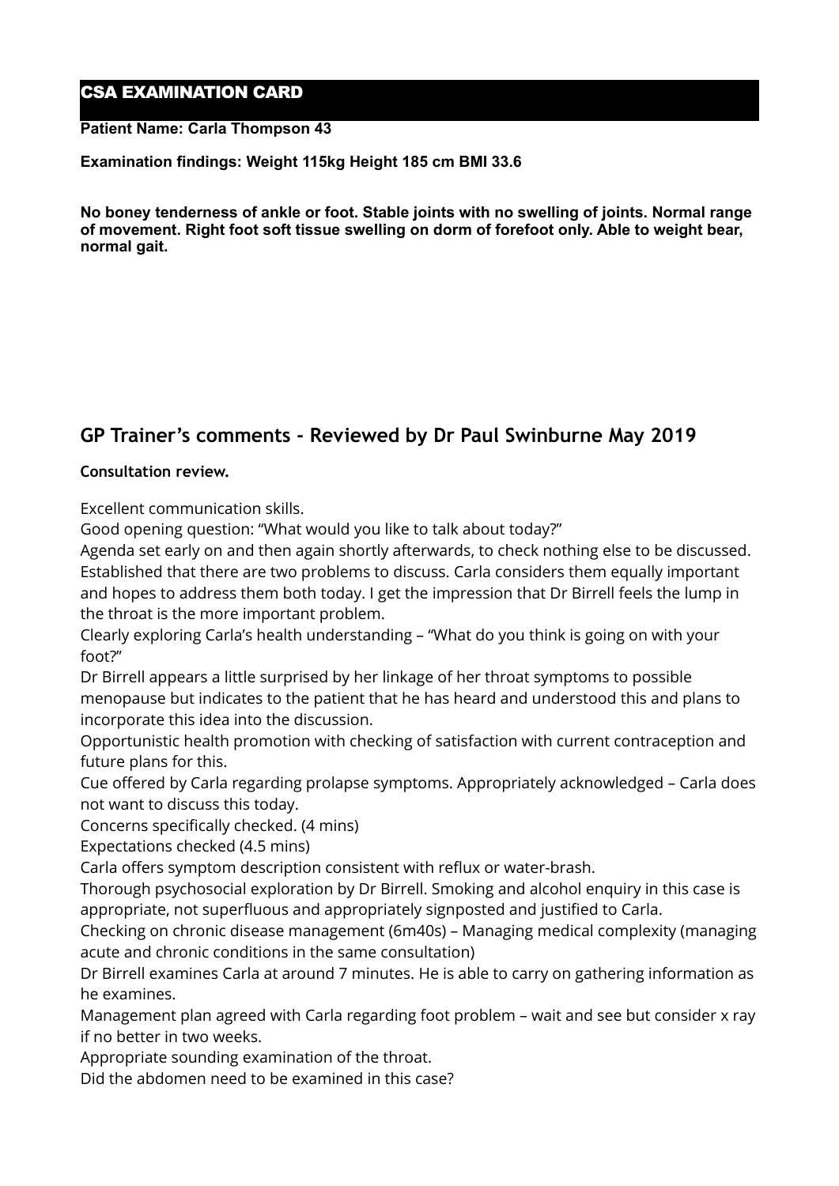# CSA EXAMINATION CARD

**Patient Name: Carla Thompson 43**

**Examination findings: Weight 115kg Height 185 cm BMI 33.6**

**No boney tenderness of ankle or foot. Stable joints with no swelling of joints. Normal range of movement. Right foot soft tissue swelling on dorm of forefoot only. Able to weight bear, normal gait.**

## GP Trainer's comments - Reviewed by Dr Paul Swinburne May 2019

**Consultation review.**

Excellent communication skills.
Good opening question: "What would you like to talk about today?"
Agenda set early on and then again shortly afterwards, to check nothing else to be discussed. Established that there are two problems to discuss. Carla considers them equally important and hopes to address them both today. I get the impression that Dr Birrell feels the lump in the throat is the more important problem.
Clearly exploring Carla's health understanding – "What do you think is going on with your foot?"
Dr Birrell appears a little surprised by her linkage of her throat symptoms to possible menopause but indicates to the patient that he has heard and understood this and plans to incorporate this idea into the discussion.
Opportunistic health promotion with checking of satisfaction with current contraception and future plans for this.
Cue offered by Carla regarding prolapse symptoms. Appropriately acknowledged – Carla does not want to discuss this today.
Concerns specifically checked. (4 mins)
Expectations checked (4.5 mins)
Carla offers symptom description consistent with reflux or water-brash.
Thorough psychosocial exploration by Dr Birrell. Smoking and alcohol enquiry in this case is appropriate, not superfluous and appropriately signposted and justified to Carla.
Checking on chronic disease management (6m40s) – Managing medical complexity (managing acute and chronic conditions in the same consultation)
Dr Birrell examines Carla at around 7 minutes. He is able to carry on gathering information as he examines.
Management plan agreed with Carla regarding foot problem – wait and see but consider x ray if no better in two weeks.
Appropriate sounding examination of the throat.
Did the abdomen need to be examined in this case?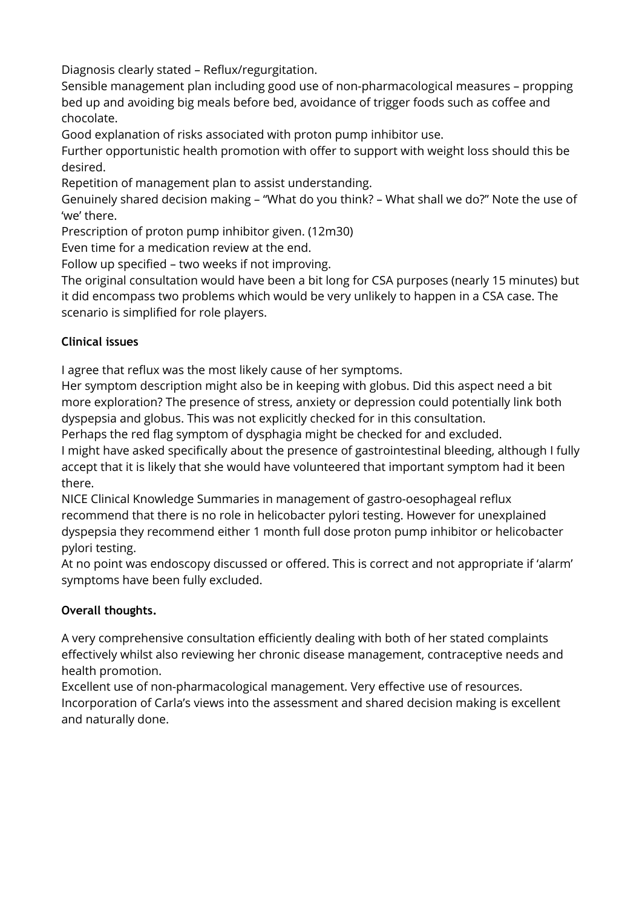Diagnosis clearly stated – Reflux/regurgitation.
Sensible management plan including good use of non-pharmacological measures – propping bed up and avoiding big meals before bed, avoidance of trigger foods such as coffee and chocolate.
Good explanation of risks associated with proton pump inhibitor use.
Further opportunistic health promotion with offer to support with weight loss should this be desired.
Repetition of management plan to assist understanding.
Genuinely shared decision making – "What do you think? – What shall we do?" Note the use of 'we' there.
Prescription of proton pump inhibitor given. (12m30)
Even time for a medication review at the end.
Follow up specified – two weeks if not improving.
The original consultation would have been a bit long for CSA purposes (nearly 15 minutes) but it did encompass two problems which would be very unlikely to happen in a CSA case. The scenario is simplified for role players.

**Clinical issues**

I agree that reflux was the most likely cause of her symptoms.
Her symptom description might also be in keeping with globus. Did this aspect need a bit more exploration? The presence of stress, anxiety or depression could potentially link both dyspepsia and globus. This was not explicitly checked for in this consultation.
Perhaps the red flag symptom of dysphagia might be checked for and excluded.
I might have asked specifically about the presence of gastrointestinal bleeding, although I fully accept that it is likely that she would have volunteered that important symptom had it been there.
NICE Clinical Knowledge Summaries in management of gastro-oesophageal reflux recommend that there is no role in helicobacter pylori testing. However for unexplained dyspepsia they recommend either 1 month full dose proton pump inhibitor or helicobacter pylori testing.
At no point was endoscopy discussed or offered. This is correct and not appropriate if 'alarm' symptoms have been fully excluded.

**Overall thoughts.**

A very comprehensive consultation efficiently dealing with both of her stated complaints effectively whilst also reviewing her chronic disease management, contraceptive needs and health promotion.
Excellent use of non-pharmacological management. Very effective use of resources.
Incorporation of Carla's views into the assessment and shared decision making is excellent and naturally done.